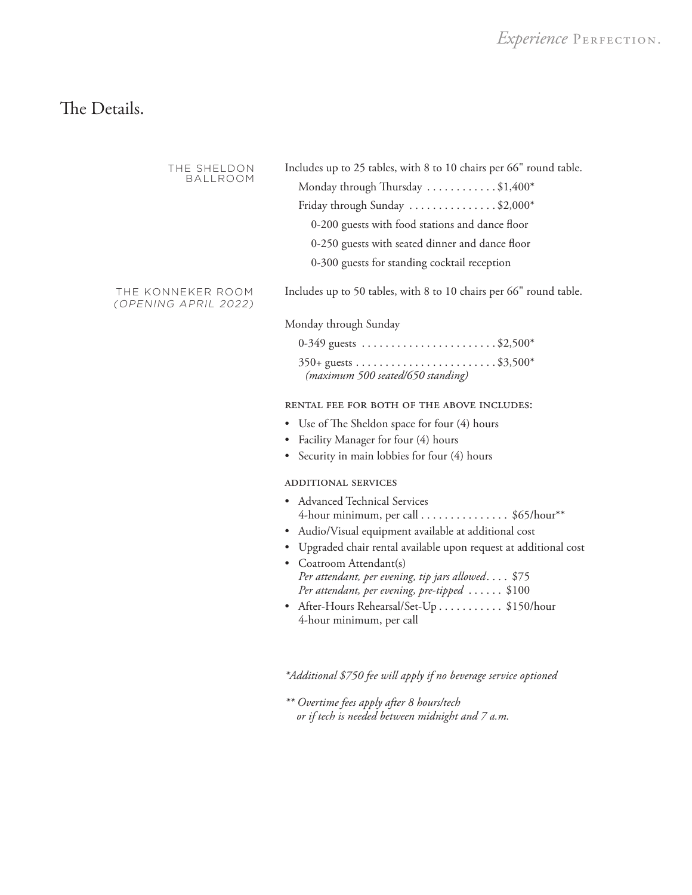# The Details.

## THE SHELDON BALLROOM

Includes up to 25 tables, with 8 to 10 chairs per 66" round table.

- Monday through Thursday . . . . . . . . . . . . $1,400*
- Friday through Sunday . . . . . . . . . . . . . . . $2,000*
  - 0-200 guests with food stations and dance floor
  - 0-250 guests with seated dinner and dance floor
  - 0-300 guests for standing cocktail reception

## THE KONNEKER ROOM *(OPENING APRIL 2022)*

Includes up to 50 tables, with 8 to 10 chairs per 66" round table.

Monday through Sunday

- 0-349 guests . . . . . . . . . . . . . . . . . . . . . . . $2,500*
- 350+ guests . . . . . . . . . . . . . . . . . . . . . . . . $3,500*
  *(maximum 500 seated/650 standing)*

### RENTAL FEE FOR BOTH OF THE ABOVE INCLUDES:

- Use of The Sheldon space for four (4) hours
- Facility Manager for four (4) hours
- Security in main lobbies for four (4) hours

### ADDITIONAL SERVICES

- Advanced Technical Services
  4-hour minimum, per call . . . . . . . . . . . . . . . $65/hour**
- Audio/Visual equipment available at additional cost
- Upgraded chair rental available upon request at additional cost
- Coatroom Attendant(s)
  *Per attendant, per evening, tip jars allowed* . . . . $75
  *Per attendant, per evening, pre-tipped* . . . . . . $100
- After-Hours Rehearsal/Set-Up . . . . . . . . . . . $150/hour
  4-hour minimum, per call

*\*Additional $750 fee will apply if no beverage service optioned*

*\*\* Overtime fees apply after 8 hours/tech or if tech is needed between midnight and 7 a.m.*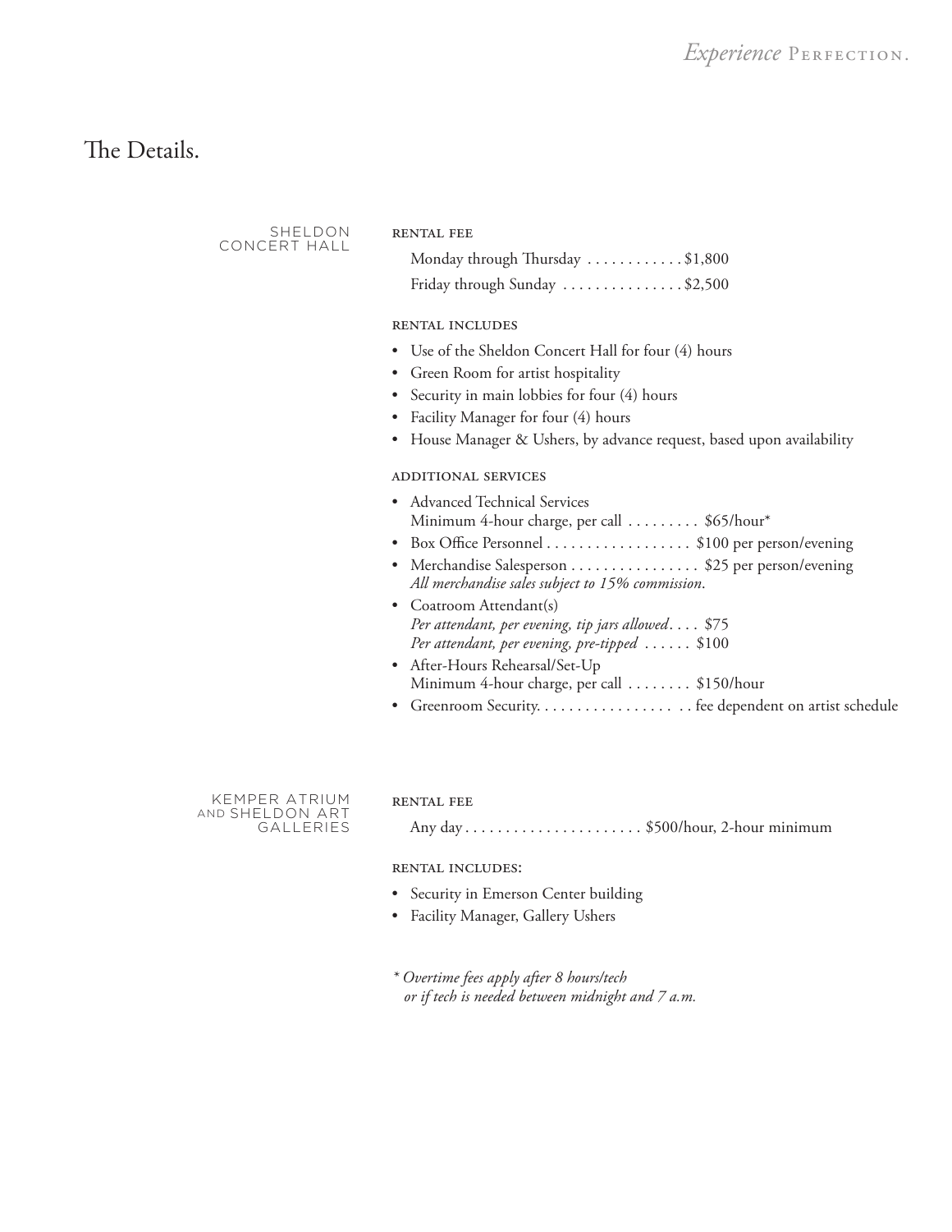# The Details.

## SHELDON CONCERT HALL

### RENTAL FEE

Monday through Thursday . . . . . . . . . . . . $1,800
Friday through Sunday . . . . . . . . . . . . . . . $2,500

### RENTAL INCLUDES

- Use of the Sheldon Concert Hall for four (4) hours
- Green Room for artist hospitality
- Security in main lobbies for four (4) hours
- Facility Manager for four (4) hours
- House Manager & Ushers, by advance request, based upon availability

### ADDITIONAL SERVICES

- Advanced Technical Services
  Minimum 4-hour charge, per call . . . . . . . . . $65/hour*
- Box Office Personnel . . . . . . . . . . . . . . . . . . $100 per person/evening
- Merchandise Salesperson . . . . . . . . . . . . . . . . $25 per person/evening
  *All merchandise sales subject to 15% commission.*
- Coatroom Attendant(s)
  *Per attendant, per evening, tip jars allowed* . . . . $75
  *Per attendant, per evening, pre-tipped* . . . . . . $100
- After-Hours Rehearsal/Set-Up
  Minimum 4-hour charge, per call . . . . . . . . $150/hour
- Greenroom Security. . . . . . . . . . . . . . . . . . . fee dependent on artist schedule

## KEMPER ATRIUM AND SHELDON ART GALLERIES

### RENTAL FEE

Any day . . . . . . . . . . . . . . . . . . . . . . $500/hour, 2-hour minimum

### RENTAL INCLUDES:

- Security in Emerson Center building
- Facility Manager, Gallery Ushers

*\* Overtime fees apply after 8 hours/tech or if tech is needed between midnight and 7 a.m.*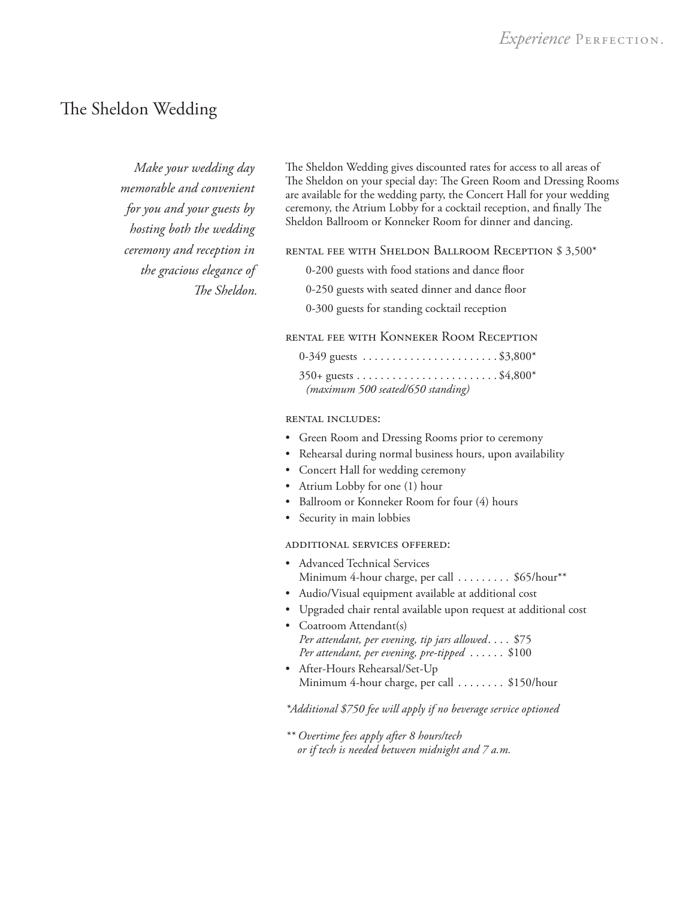# The Sheldon Wedding

*Make your wedding day memorable and convenient for you and your guests by hosting both the wedding ceremony and reception in the gracious elegance of The Sheldon.*

The Sheldon Wedding gives discounted rates for access to all areas of The Sheldon on your special day: The Green Room and Dressing Rooms are available for the wedding party, the Concert Hall for your wedding ceremony, the Atrium Lobby for a cocktail reception, and finally The Sheldon Ballroom or Konneker Room for dinner and dancing.

## RENTAL FEE WITH SHELDON BALLROOM RECEPTION $ 3,500*

0-200 guests with food stations and dance floor

0-250 guests with seated dinner and dance floor

0-300 guests for standing cocktail reception

## RENTAL FEE WITH KONNEKER ROOM RECEPTION

0-349 guests . . . . . . . . . . . . . . . . . . . . . . . $3,800*

350+ guests . . . . . . . . . . . . . . . . . . . . . . . . $4,800*
*(maximum 500 seated/650 standing)*

## RENTAL INCLUDES:

- Green Room and Dressing Rooms prior to ceremony
- Rehearsal during normal business hours, upon availability
- Concert Hall for wedding ceremony
- Atrium Lobby for one (1) hour
- Ballroom or Konneker Room for four (4) hours
- Security in main lobbies

## ADDITIONAL SERVICES OFFERED:

- Advanced Technical Services
  Minimum 4-hour charge, per call . . . . . . . . . $65/hour**
- Audio/Visual equipment available at additional cost
- Upgraded chair rental available upon request at additional cost
- Coatroom Attendant(s)
  *Per attendant, per evening, tip jars allowed*. . . . $75
  *Per attendant, per evening, pre-tipped* . . . . . . $100
- After-Hours Rehearsal/Set-Up
  Minimum 4-hour charge, per call . . . . . . . . $150/hour

*\*Additional $750 fee will apply if no beverage service optioned*

*\*\* Overtime fees apply after 8 hours/tech or if tech is needed between midnight and 7 a.m.*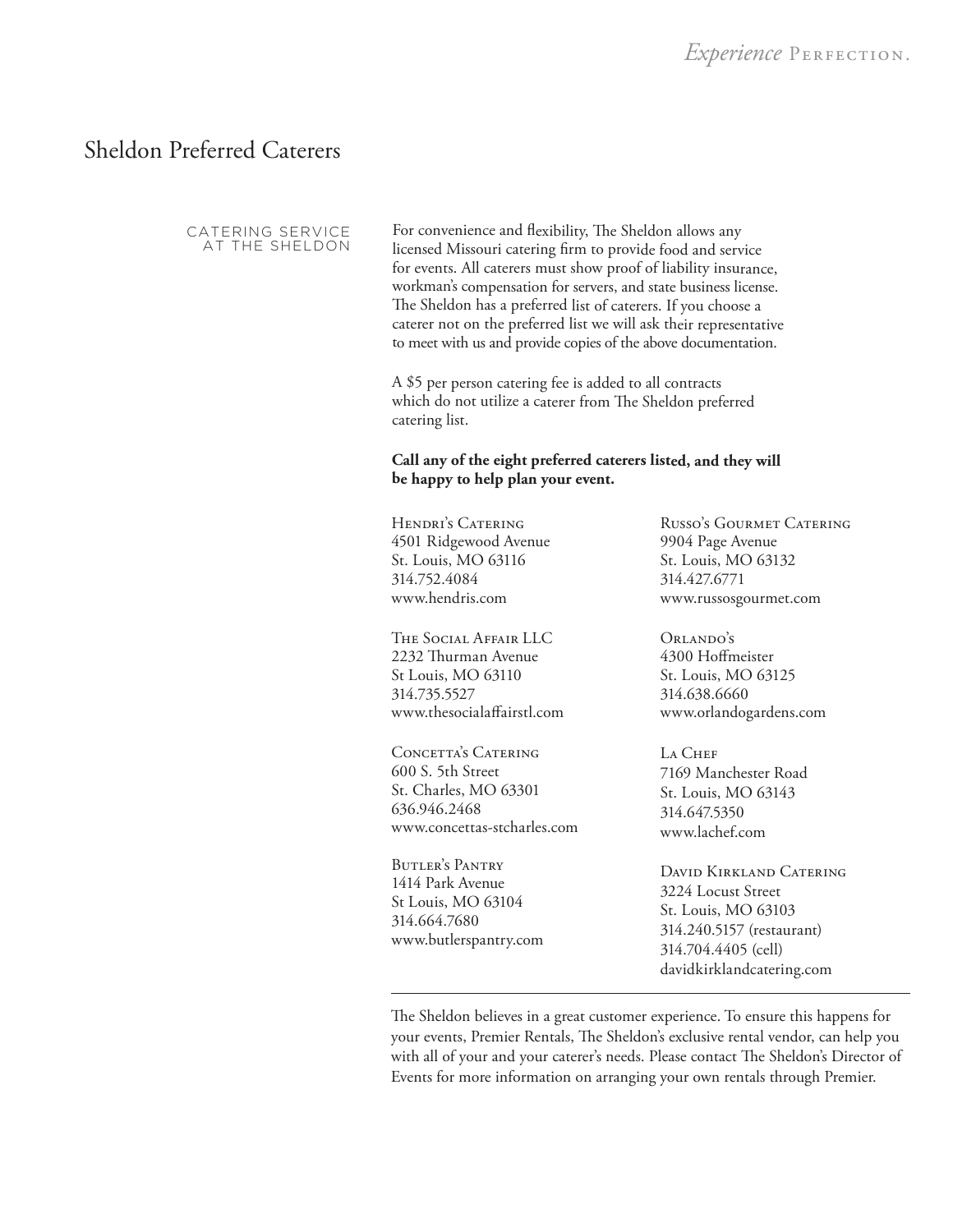# Sheldon Preferred Caterers

## CATERING SERVICE AT THE SHELDON

For convenience and flexibility, The Sheldon allows any licensed Missouri catering firm to provide food and service for events. All caterers must show proof of liability insurance, workman's compensation for servers, and state business license. The Sheldon has a preferred list of caterers. If you choose a caterer not on the preferred list we will ask their representative to meet with us and provide copies of the above documentation.

A $5 per person catering fee is added to all contracts which do not utilize a caterer from The Sheldon preferred catering list.

**Call any of the eight preferred caterers listed, and they will be happy to help plan your event.**

Hendri's Catering
4501 Ridgewood Avenue
St. Louis, MO 63116
314.752.4084
www.hendris.com

The Social Affair LLC
2232 Thurman Avenue
St Louis, MO 63110
314.735.5527
www.thesocialaffairstl.com

Concetta's Catering
600 S. 5th Street
St. Charles, MO 63301
636.946.2468
www.concettas-stcharles.com

Butler's Pantry
1414 Park Avenue
St Louis, MO 63104
314.664.7680
www.butlerspantry.com

Russo's Gourmet Catering
9904 Page Avenue
St. Louis, MO 63132
314.427.6771
www.russosgourmet.com

Orlando's
4300 Hoffmeister
St. Louis, MO 63125
314.638.6660
www.orlandogardens.com

La Chef
7169 Manchester Road
St. Louis, MO 63143
314.647.5350
www.lachef.com

David Kirkland Catering
3224 Locust Street
St. Louis, MO 63103
314.240.5157 (restaurant)
314.704.4405 (cell)
davidkirklandcatering.com

---

The Sheldon believes in a great customer experience. To ensure this happens for your events, Premier Rentals, The Sheldon's exclusive rental vendor, can help you with all of your and your caterer's needs. Please contact The Sheldon's Director of Events for more information on arranging your own rentals through Premier.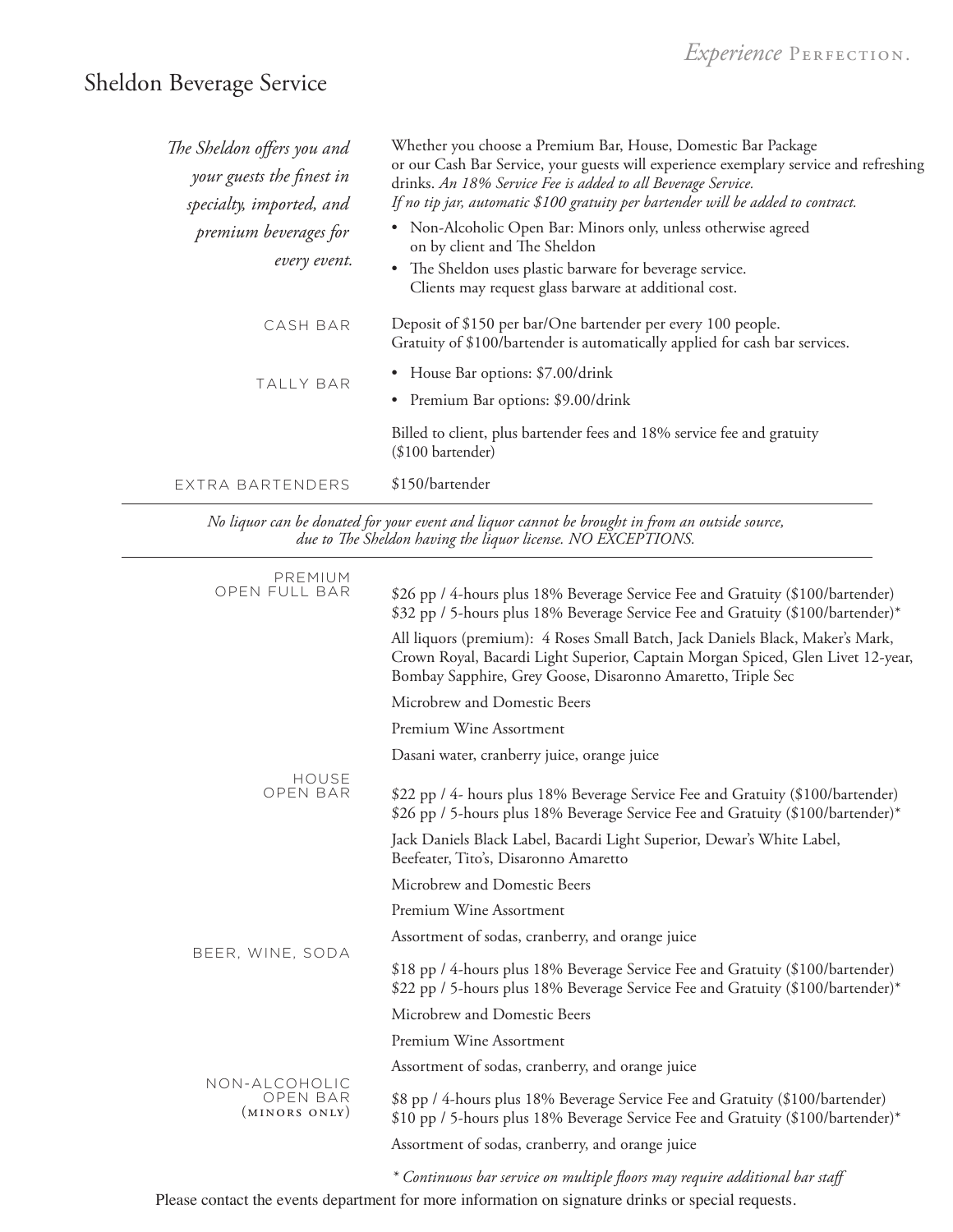# Sheldon Beverage Service

*The Sheldon offers you and your guests the finest in specialty, imported, and premium beverages for every event.*

Whether you choose a Premium Bar, House, Domestic Bar Package or our Cash Bar Service, your guests will experience exemplary service and refreshing drinks. *An 18% Service Fee is added to all Beverage Service.*
*If no tip jar, automatic $100 gratuity per bartender will be added to contract.*

- Non-Alcoholic Open Bar: Minors only, unless otherwise agreed on by client and The Sheldon
- The Sheldon uses plastic barware for beverage service. Clients may request glass barware at additional cost.

**CASH BAR**

Deposit of $150 per bar/One bartender per every 100 people.
Gratuity of $100/bartender is automatically applied for cash bar services.

**TALLY BAR**

- House Bar options: $7.00/drink
- Premium Bar options: $9.00/drink

Billed to client, plus bartender fees and 18% service fee and gratuity ($100 bartender)

**EXTRA BARTENDERS**

$150/bartender

---

*No liquor can be donated for your event and liquor cannot be brought in from an outside source, due to The Sheldon having the liquor license. NO EXCEPTIONS.*

---

**PREMIUM OPEN FULL BAR**

$26 pp / 4-hours plus 18% Beverage Service Fee and Gratuity ($100/bartender)
$32 pp / 5-hours plus 18% Beverage Service Fee and Gratuity ($100/bartender)*

All liquors (premium): 4 Roses Small Batch, Jack Daniels Black, Maker's Mark, Crown Royal, Bacardi Light Superior, Captain Morgan Spiced, Glen Livet 12-year, Bombay Sapphire, Grey Goose, Disaronno Amaretto, Triple Sec

Microbrew and Domestic Beers

Premium Wine Assortment

Dasani water, cranberry juice, orange juice

**HOUSE OPEN BAR**

$22 pp / 4- hours plus 18% Beverage Service Fee and Gratuity ($100/bartender)
$26 pp / 5-hours plus 18% Beverage Service Fee and Gratuity ($100/bartender)*

Jack Daniels Black Label, Bacardi Light Superior, Dewar's White Label, Beefeater, Tito's, Disaronno Amaretto

Microbrew and Domestic Beers

Premium Wine Assortment

Assortment of sodas, cranberry, and orange juice

**BEER, WINE, SODA**

$18 pp / 4-hours plus 18% Beverage Service Fee and Gratuity ($100/bartender)
$22 pp / 5-hours plus 18% Beverage Service Fee and Gratuity ($100/bartender)*

Microbrew and Domestic Beers

Premium Wine Assortment

Assortment of sodas, cranberry, and orange juice

**NON-ALCOHOLIC OPEN BAR (MINORS ONLY)**

$8 pp / 4-hours plus 18% Beverage Service Fee and Gratuity ($100/bartender)
$10 pp / 5-hours plus 18% Beverage Service Fee and Gratuity ($100/bartender)*

Assortment of sodas, cranberry, and orange juice

*\* Continuous bar service on multiple floors may require additional bar staff*

Please contact the events department for more information on signature drinks or special requests.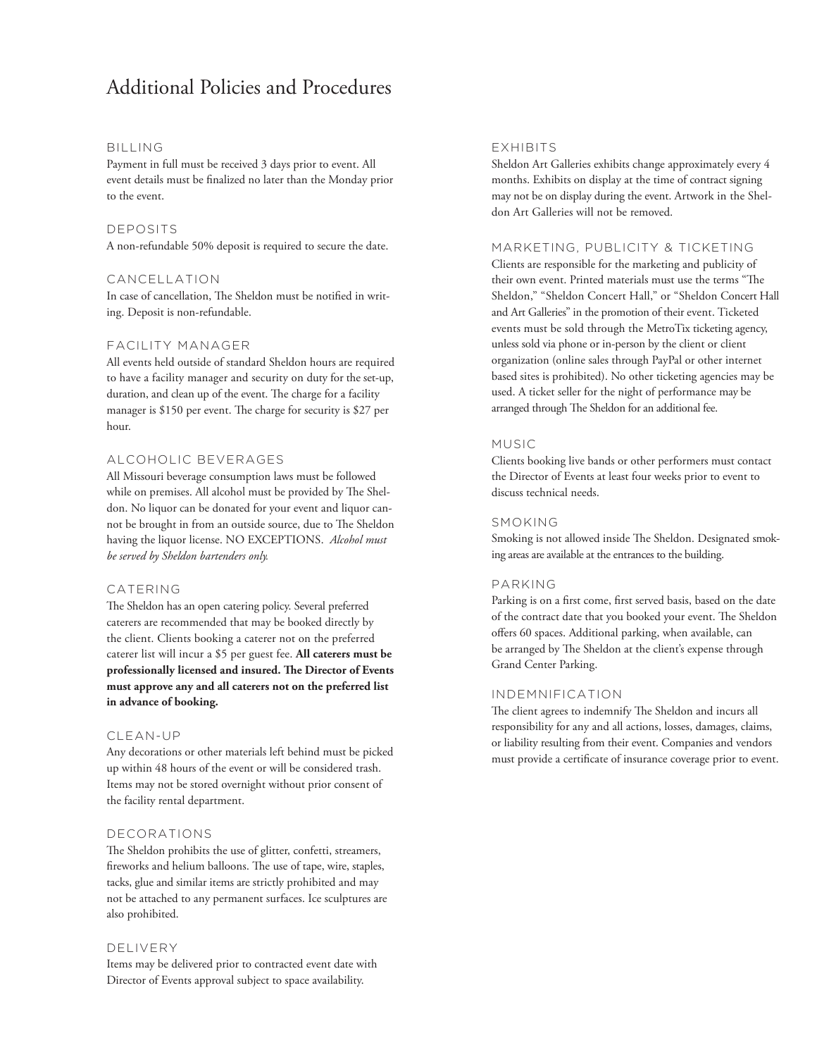# Additional Policies and Procedures

## BILLING

Payment in full must be received 3 days prior to event. All event details must be finalized no later than the Monday prior to the event.

## DEPOSITS

A non-refundable 50% deposit is required to secure the date.

## CANCELLATION

In case of cancellation, The Sheldon must be notified in writing. Deposit is non-refundable.

## FACILITY MANAGER

All events held outside of standard Sheldon hours are required to have a facility manager and security on duty for the set-up, duration, and clean up of the event. The charge for a facility manager is $150 per event. The charge for security is $27 per hour.

## ALCOHOLIC BEVERAGES

All Missouri beverage consumption laws must be followed while on premises. All alcohol must be provided by The Sheldon. No liquor can be donated for your event and liquor cannot be brought in from an outside source, due to The Sheldon having the liquor license. NO EXCEPTIONS. *Alcohol must be served by Sheldon bartenders only.*

## CATERING

The Sheldon has an open catering policy. Several preferred caterers are recommended that may be booked directly by the client. Clients booking a caterer not on the preferred caterer list will incur a $5 per guest fee. **All caterers must be professionally licensed and insured. The Director of Events must approve any and all caterers not on the preferred list in advance of booking.**

## CLEAN-UP

Any decorations or other materials left behind must be picked up within 48 hours of the event or will be considered trash. Items may not be stored overnight without prior consent of the facility rental department.

## DECORATIONS

The Sheldon prohibits the use of glitter, confetti, streamers, fireworks and helium balloons. The use of tape, wire, staples, tacks, glue and similar items are strictly prohibited and may not be attached to any permanent surfaces. Ice sculptures are also prohibited.

## DELIVERY

Items may be delivered prior to contracted event date with Director of Events approval subject to space availability.

## EXHIBITS

Sheldon Art Galleries exhibits change approximately every 4 months. Exhibits on display at the time of contract signing may not be on display during the event. Artwork in the Sheldon Art Galleries will not be removed.

## MARKETING, PUBLICITY & TICKETING

Clients are responsible for the marketing and publicity of their own event. Printed materials must use the terms "The Sheldon," "Sheldon Concert Hall," or "Sheldon Concert Hall and Art Galleries" in the promotion of their event. Ticketed events must be sold through the MetroTix ticketing agency, unless sold via phone or in-person by the client or client organization (online sales through PayPal or other internet based sites is prohibited). No other ticketing agencies may be used. A ticket seller for the night of performance may be arranged through The Sheldon for an additional fee.

## MUSIC

Clients booking live bands or other performers must contact the Director of Events at least four weeks prior to event to discuss technical needs.

## SMOKING

Smoking is not allowed inside The Sheldon. Designated smoking areas are available at the entrances to the building.

## PARKING

Parking is on a first come, first served basis, based on the date of the contract date that you booked your event. The Sheldon offers 60 spaces. Additional parking, when available, can be arranged by The Sheldon at the client's expense through Grand Center Parking.

## INDEMNIFICATION

The client agrees to indemnify The Sheldon and incurs all responsibility for any and all actions, losses, damages, claims, or liability resulting from their event. Companies and vendors must provide a certificate of insurance coverage prior to event.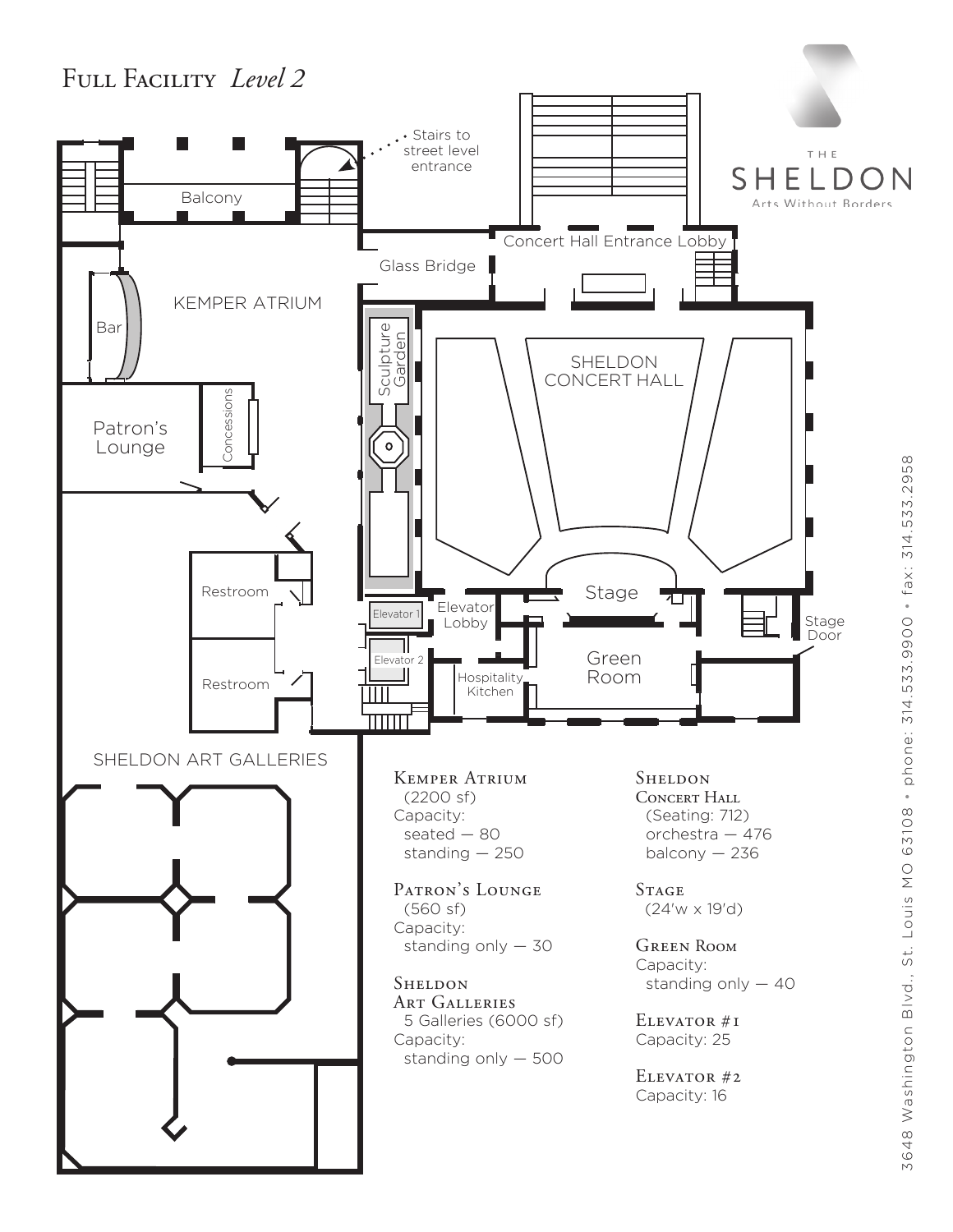# Full Facility *Level 2*

THE SHELDON
Arts Without Borders

Balcony

Stairs to street level entrance

Concert Hall Entrance Lobby

Glass Bridge

KEMPER ATRIUM

Bar

Sculpture Garden

SHELDON CONCERT HALL

Patron's Lounge

Concessions

Restroom

Restroom

Elevator 1

Elevator 2

Elevator Lobby

Stage

Stage Door

Hospitality Kitchen

Green Room

SHELDON ART GALLERIES

**Kemper Atrium**
(2200 sf)
Capacity:
seated — 80
standing — 250

**Patron's Lounge**
(560 sf)
Capacity:
standing only — 30

**Sheldon Art Galleries**
5 Galleries (6000 sf)
Capacity:
standing only — 500

**Sheldon Concert Hall**
(Seating: 712)
orchestra — 476
balcony — 236

**Stage**
(24'w x 19'd)

**Green Room**
Capacity:
standing only — 40

**Elevator #1**
Capacity: 25

**Elevator #2**
Capacity: 16

3648 Washington Blvd., St. Louis MO 63108 • phone: 314.533.9900 • fax: 314.533.2958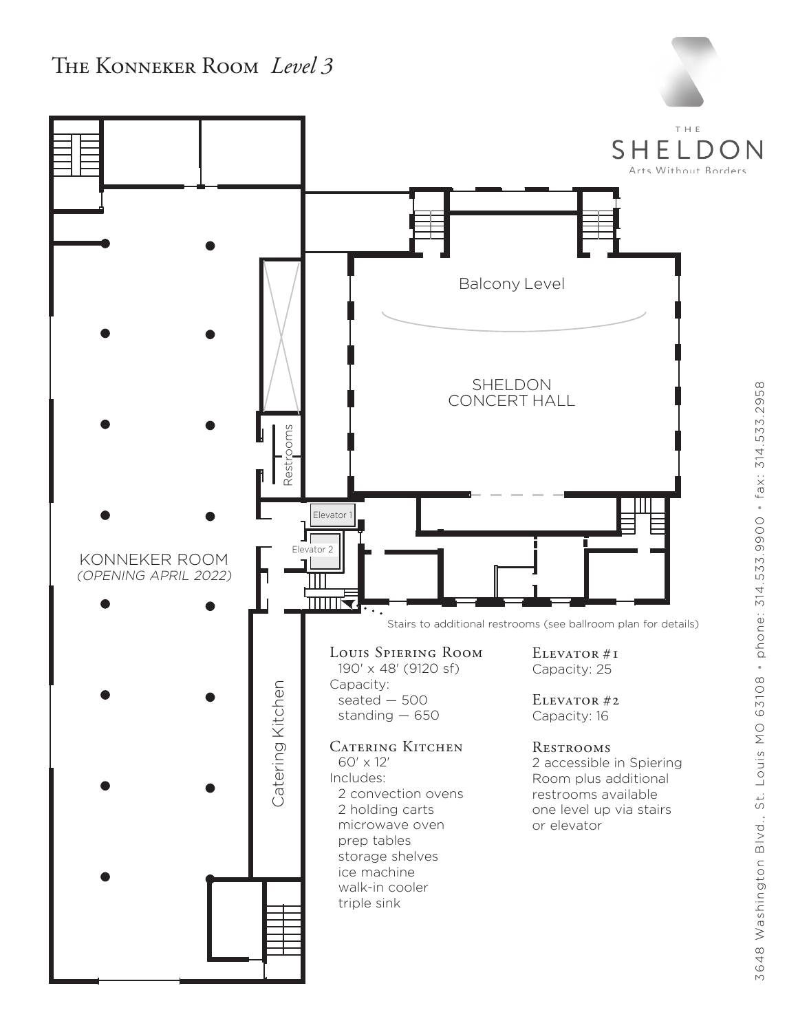# The Konneker Room *Level 3*

THE SHELDON
Arts Without Borders

Balcony Level

SHELDON CONCERT HALL

Restrooms

Elevator 1

Elevator 2

KONNEKER ROOM
*(OPENING APRIL 2022)*

Catering Kitchen

Stairs to additional restrooms (see ballroom plan for details)

### Louis Spiering Room

190' x 48' (9120 sf)

Capacity:

- seated — 500
- standing — 650

### Catering Kitchen

60' x 12'

Includes:

- 2 convection ovens
- 2 holding carts
- microwave oven
- prep tables
- storage shelves
- ice machine
- walk-in cooler
- triple sink

### Elevator #1

Capacity: 25

### Elevator #2

Capacity: 16

### Restrooms

2 accessible in Spiering Room plus additional restrooms available one level up via stairs or elevator

3648 Washington Blvd., St. Louis MO 63108 • phone: 314.533.9900 • fax: 314.533.2958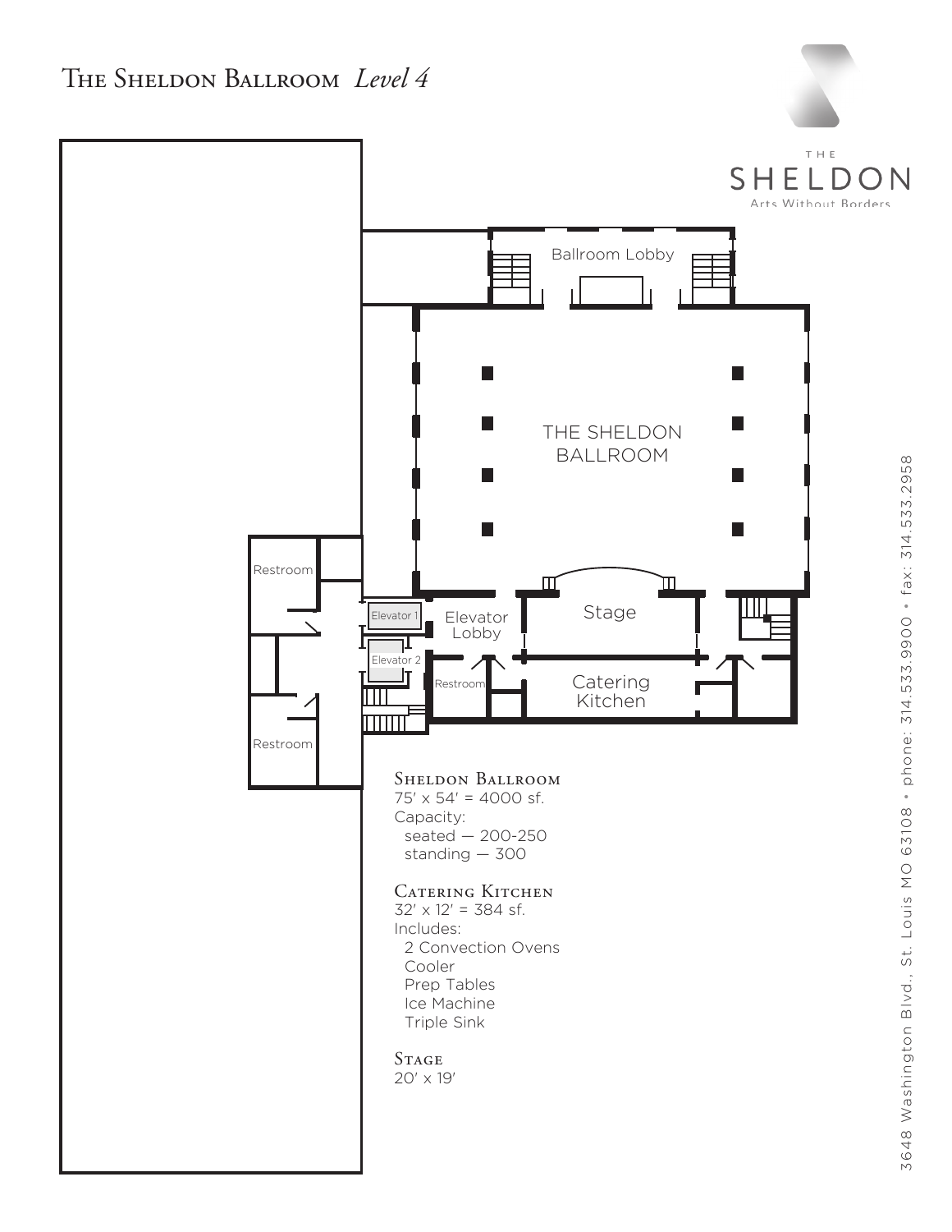# The Sheldon Ballroom *Level 4*

THE SHELDON
Arts Without Borders

Ballroom Lobby

THE SHELDON BALLROOM

Restroom

Elevator 1

Elevator Lobby

Stage

Elevator 2

Restroom

Catering Kitchen

Restroom

## Sheldon Ballroom

75′ x 54′ = 4000 sf.
Capacity:
seated — 200-250
standing — 300

## Catering Kitchen

32′ x 12′ = 384 sf.
Includes:
2 Convection Ovens
Cooler
Prep Tables
Ice Machine
Triple Sink

## Stage

20′ x 19′

3648 Washington Blvd., St. Louis MO 63108 • phone: 314.533.9900 • fax: 314.533.2958